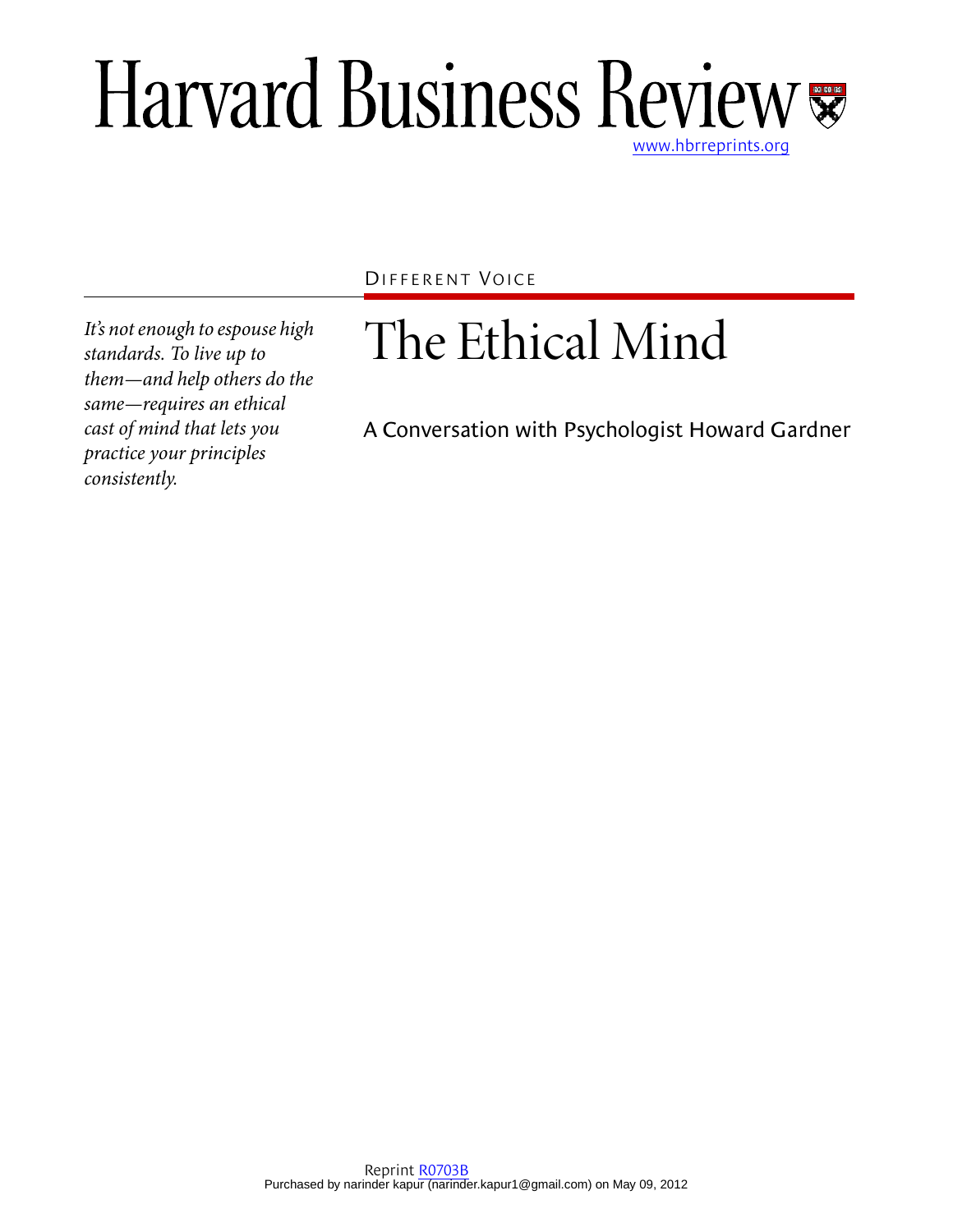DIFFERENT VOICE

# The Ethical Mind

## A Conversation with Psychologist Howard Gardner

*It's not enough to espouse high standards. To live up to them—and help others do the same—requires an ethical cast of mind that lets you practice your principles consistently.*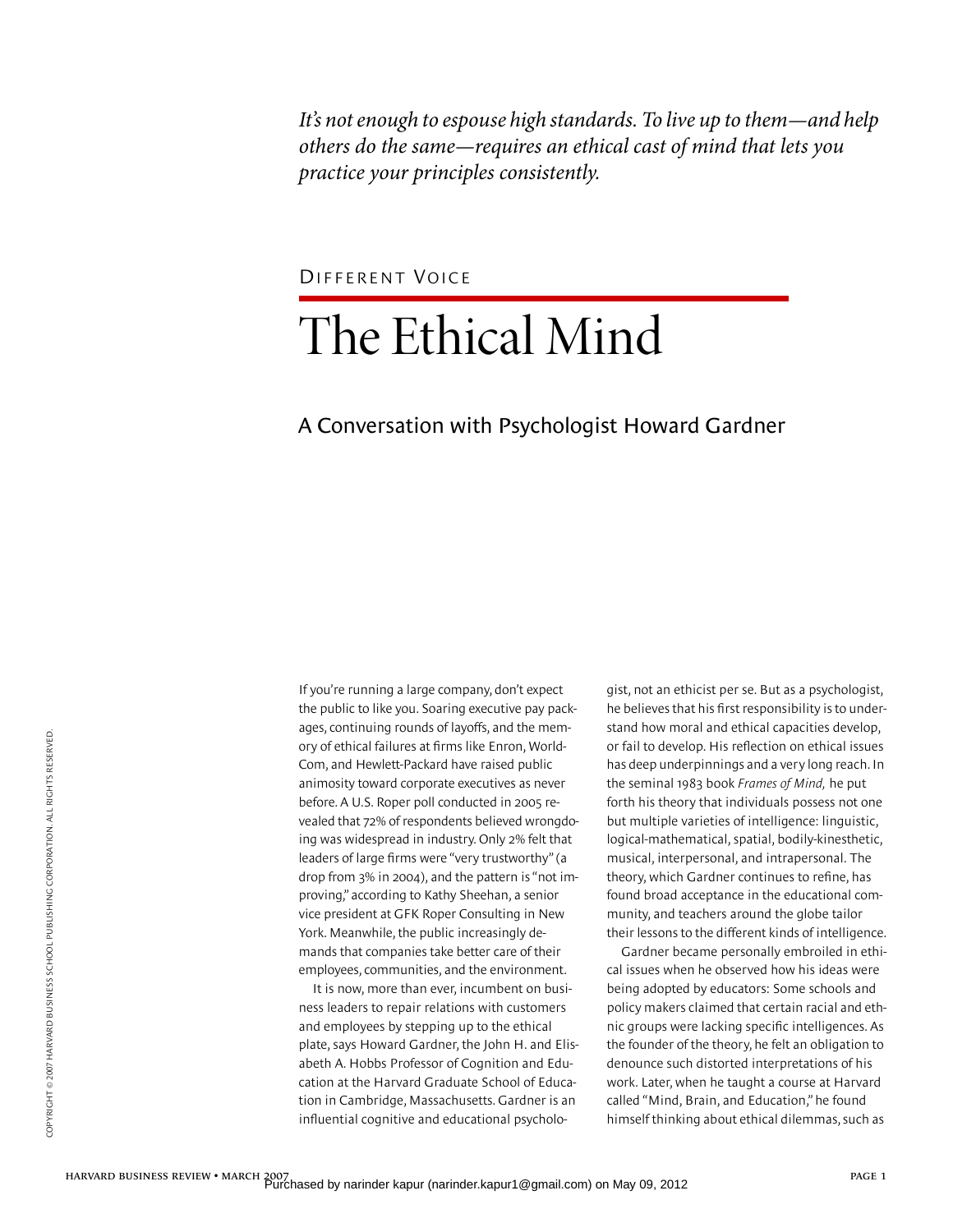*It's not enough to espouse high standards. To live up to them—and help others do the same—requires an ethical cast of mind that lets you practice your principles consistently.*

Different Voice

# The Ethical Mind

## A Conversation with Psychologist Howard Gardner

If you're running a large company, don't expect the public to like you. Soaring executive pay packages, continuing rounds of layoffs, and the memory of ethical failures at firms like Enron, WorldCom, and Hewlett-Packard have raised public animosity toward corporate executives as never before. A U.S. Roper poll conducted in 2005 revealed that 72% of respondents believed wrongdoing was widespread in industry. Only 2% felt that leaders of large firms were "very trustworthy" (a drop from 3% in 2004), and the pattern is "not improving," according to Kathy Sheehan, a senior vice president at GFK Roper Consulting in New York. Meanwhile, the public increasingly demands that companies take better care of their employees, communities, and the environment.

It is now, more than ever, incumbent on business leaders to repair relations with customers and employees by stepping up to the ethical plate, says Howard Gardner, the John H. and Elisabeth A. Hobbs Professor of Cognition and Education at the Harvard Graduate School of Education in Cambridge, Massachusetts. Gardner is an influential cognitive and educational psychologist, not an ethicist per se. But as a psychologist, he believes that his first responsibility is to understand how moral and ethical capacities develop, or fail to develop. His reflection on ethical issues has deep underpinnings and a very long reach. In the seminal 1983 book *Frames of Mind,* he put forth his theory that individuals possess not one but multiple varieties of intelligence: linguistic, logical-mathematical, spatial, bodily-kinesthetic, musical, interpersonal, and intrapersonal. The theory, which Gardner continues to refine, has found broad acceptance in the educational community, and teachers around the globe tailor their lessons to the different kinds of intelligence.

Gardner became personally embroiled in ethical issues when he observed how his ideas were being adopted by educators: Some schools and policy makers claimed that certain racial and ethnic groups were lacking specific intelligences. As the founder of the theory, he felt an obligation to denounce such distorted interpretations of his work. Later, when he taught a course at Harvard called "Mind, Brain, and Education," he found himself thinking about ethical dilemmas, such as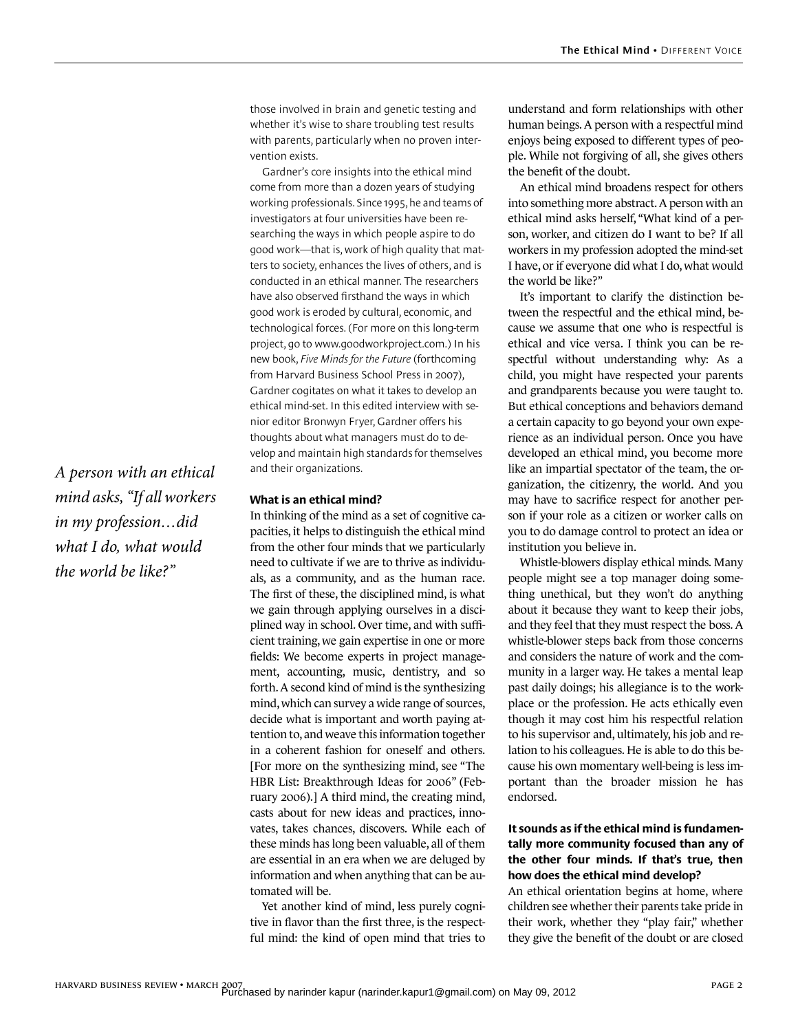those involved in brain and genetic testing and whether it's wise to share troubling test results with parents, particularly when no proven intervention exists.

Gardner's core insights into the ethical mind come from more than a dozen years of studying working professionals. Since 1995, he and teams of investigators at four universities have been researching the ways in which people aspire to do good work—that is, work of high quality that matters to society, enhances the lives of others, and is conducted in an ethical manner. The researchers have also observed firsthand the ways in which good work is eroded by cultural, economic, and technological forces. (For more on this long-term project, go to www.goodworkproject.com.) In his new book, *Five Minds for the Future* (forthcoming from Harvard Business School Press in 2007), Gardner cogitates on what it takes to develop an ethical mind-set. In this edited interview with senior editor Bronwyn Fryer, Gardner offers his thoughts about what managers must do to develop and maintain high standards for themselves and their organizations.

*A person with an ethical mind asks, "If all workers in my profession…did what I do, what would the world be like?"*

**What is an ethical mind?**

In thinking of the mind as a set of cognitive capacities, it helps to distinguish the ethical mind from the other four minds that we particularly need to cultivate if we are to thrive as individuals, as a community, and as the human race. The first of these, the disciplined mind, is what we gain through applying ourselves in a disciplined way in school. Over time, and with sufficient training, we gain expertise in one or more fields: We become experts in project management, accounting, music, dentistry, and so forth. A second kind of mind is the synthesizing mind, which can survey a wide range of sources, decide what is important and worth paying attention to, and weave this information together in a coherent fashion for oneself and others. [For more on the synthesizing mind, see "The HBR List: Breakthrough Ideas for 2006" (February 2006).] A third mind, the creating mind, casts about for new ideas and practices, innovates, takes chances, discovers. While each of these minds has long been valuable, all of them are essential in an era when we are deluged by information and when anything that can be automated will be.

Yet another kind of mind, less purely cognitive in flavor than the first three, is the respectful mind: the kind of open mind that tries to understand and form relationships with other human beings. A person with a respectful mind enjoys being exposed to different types of people. While not forgiving of all, she gives others the benefit of the doubt.

An ethical mind broadens respect for others into something more abstract. A person with an ethical mind asks herself, "What kind of a person, worker, and citizen do I want to be? If all workers in my profession adopted the mind-set I have, or if everyone did what I do, what would the world be like?"

It's important to clarify the distinction between the respectful and the ethical mind, because we assume that one who is respectful is ethical and vice versa. I think you can be respectful without understanding why: As a child, you might have respected your parents and grandparents because you were taught to. But ethical conceptions and behaviors demand a certain capacity to go beyond your own experience as an individual person. Once you have developed an ethical mind, you become more like an impartial spectator of the team, the organization, the citizenry, the world. And you may have to sacrifice respect for another person if your role as a citizen or worker calls on you to do damage control to protect an idea or institution you believe in.

Whistle-blowers display ethical minds. Many people might see a top manager doing something unethical, but they won't do anything about it because they want to keep their jobs, and they feel that they must respect the boss. A whistle-blower steps back from those concerns and considers the nature of work and the community in a larger way. He takes a mental leap past daily doings; his allegiance is to the workplace or the profession. He acts ethically even though it may cost him his respectful relation to his supervisor and, ultimately, his job and relation to his colleagues. He is able to do this because his own momentary well-being is less important than the broader mission he has endorsed.

**It sounds as if the ethical mind is fundamentally more community focused than any of the other four minds. If that's true, then how does the ethical mind develop?**

An ethical orientation begins at home, where children see whether their parents take pride in their work, whether they "play fair," whether they give the benefit of the doubt or are closed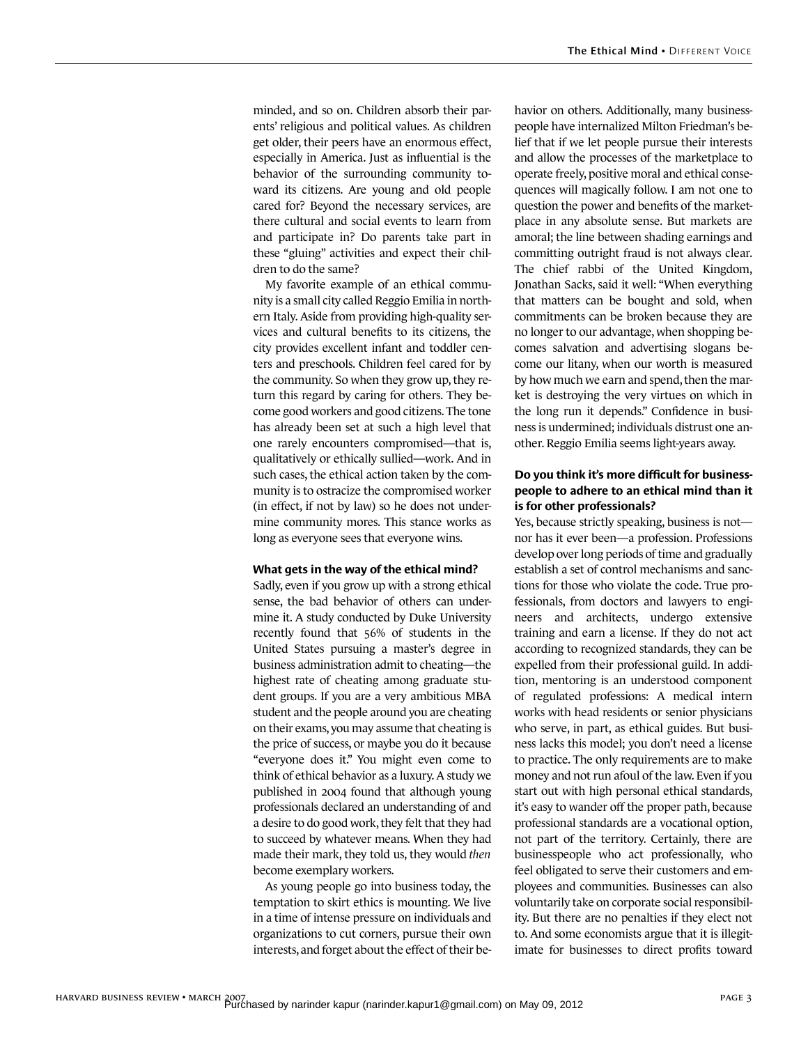minded, and so on. Children absorb their parents' religious and political values. As children get older, their peers have an enormous effect, especially in America. Just as influential is the behavior of the surrounding community toward its citizens. Are young and old people cared for? Beyond the necessary services, are there cultural and social events to learn from and participate in? Do parents take part in these "gluing" activities and expect their children to do the same?

My favorite example of an ethical community is a small city called Reggio Emilia in northern Italy. Aside from providing high-quality services and cultural benefits to its citizens, the city provides excellent infant and toddler centers and preschools. Children feel cared for by the community. So when they grow up, they return this regard by caring for others. They become good workers and good citizens. The tone has already been set at such a high level that one rarely encounters compromised—that is, qualitatively or ethically sullied—work. And in such cases, the ethical action taken by the community is to ostracize the compromised worker (in effect, if not by law) so he does not undermine community mores. This stance works as long as everyone sees that everyone wins.

**What gets in the way of the ethical mind?**

Sadly, even if you grow up with a strong ethical sense, the bad behavior of others can undermine it. A study conducted by Duke University recently found that 56% of students in the United States pursuing a master's degree in business administration admit to cheating—the highest rate of cheating among graduate student groups. If you are a very ambitious MBA student and the people around you are cheating on their exams, you may assume that cheating is the price of success, or maybe you do it because "everyone does it." You might even come to think of ethical behavior as a luxury. A study we published in 2004 found that although young professionals declared an understanding of and a desire to do good work, they felt that they had to succeed by whatever means. When they had made their mark, they told us, they would *then* become exemplary workers.

As young people go into business today, the temptation to skirt ethics is mounting. We live in a time of intense pressure on individuals and organizations to cut corners, pursue their own interests, and forget about the effect of their behavior on others. Additionally, many businesspeople have internalized Milton Friedman's belief that if we let people pursue their interests and allow the processes of the marketplace to operate freely, positive moral and ethical consequences will magically follow. I am not one to question the power and benefits of the marketplace in any absolute sense. But markets are amoral; the line between shading earnings and committing outright fraud is not always clear. The chief rabbi of the United Kingdom, Jonathan Sacks, said it well: "When everything that matters can be bought and sold, when commitments can be broken because they are no longer to our advantage, when shopping becomes salvation and advertising slogans become our litany, when our worth is measured by how much we earn and spend, then the market is destroying the very virtues on which in the long run it depends." Confidence in business is undermined; individuals distrust one another. Reggio Emilia seems light-years away.

**Do you think it's more difficult for businesspeople to adhere to an ethical mind than it is for other professionals?**

Yes, because strictly speaking, business is not—nor has it ever been—a profession. Professions develop over long periods of time and gradually establish a set of control mechanisms and sanctions for those who violate the code. True professionals, from doctors and lawyers to engineers and architects, undergo extensive training and earn a license. If they do not act according to recognized standards, they can be expelled from their professional guild. In addition, mentoring is an understood component of regulated professions: A medical intern works with head residents or senior physicians who serve, in part, as ethical guides. But business lacks this model; you don't need a license to practice. The only requirements are to make money and not run afoul of the law. Even if you start out with high personal ethical standards, it's easy to wander off the proper path, because professional standards are a vocational option, not part of the territory. Certainly, there are businesspeople who act professionally, who feel obligated to serve their customers and employees and communities. Businesses can also voluntarily take on corporate social responsibility. But there are no penalties if they elect not to. And some economists argue that it is illegitimate for businesses to direct profits toward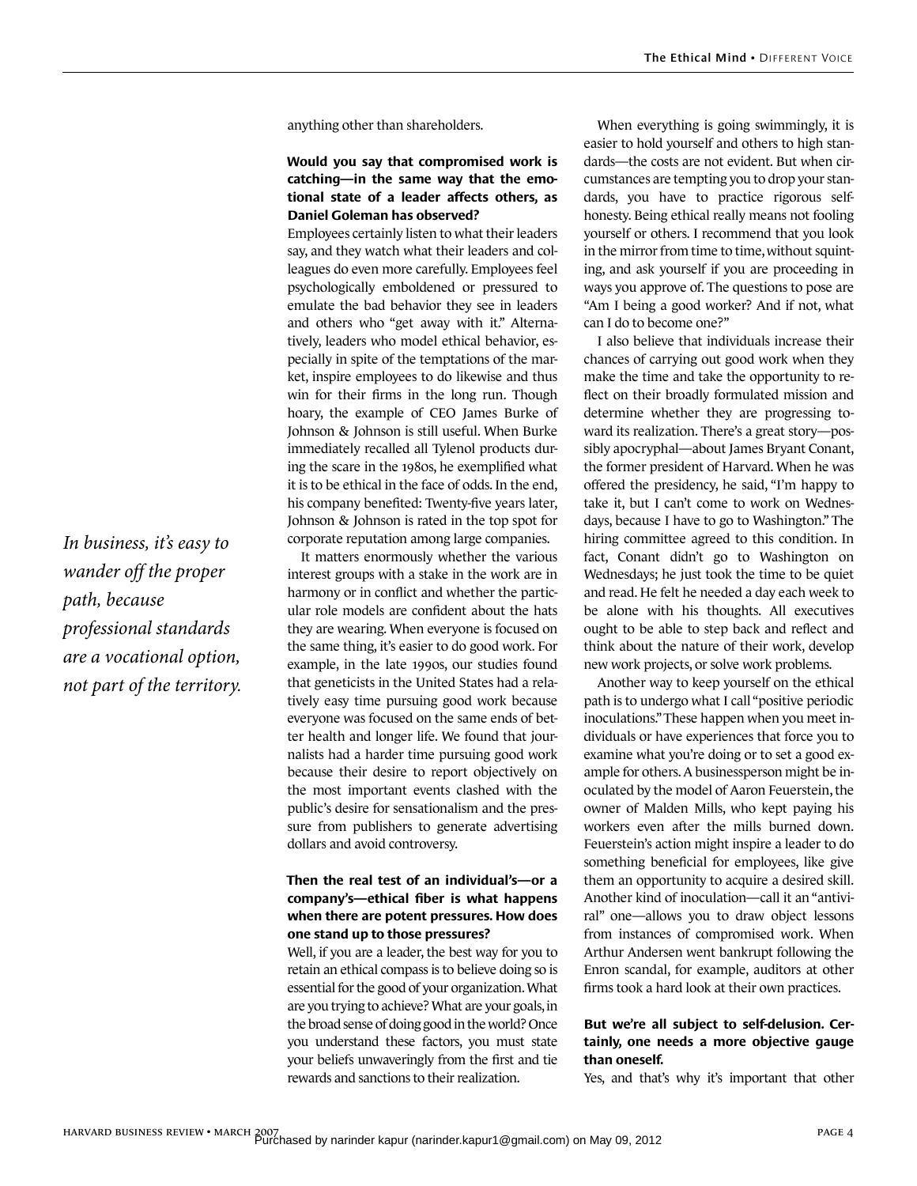anything other than shareholders.

**Would you say that compromised work is catching—in the same way that the emotional state of a leader affects others, as Daniel Goleman has observed?**

Employees certainly listen to what their leaders say, and they watch what their leaders and colleagues do even more carefully. Employees feel psychologically emboldened or pressured to emulate the bad behavior they see in leaders and others who "get away with it." Alternatively, leaders who model ethical behavior, especially in spite of the temptations of the market, inspire employees to do likewise and thus win for their firms in the long run. Though hoary, the example of CEO James Burke of Johnson & Johnson is still useful. When Burke immediately recalled all Tylenol products during the scare in the 1980s, he exemplified what it is to be ethical in the face of odds. In the end, his company benefited: Twenty-five years later, Johnson & Johnson is rated in the top spot for corporate reputation among large companies.

*In business, it's easy to wander off the proper path, because professional standards are a vocational option, not part of the territory.*

It matters enormously whether the various interest groups with a stake in the work are in harmony or in conflict and whether the particular role models are confident about the hats they are wearing. When everyone is focused on the same thing, it's easier to do good work. For example, in the late 1990s, our studies found that geneticists in the United States had a relatively easy time pursuing good work because everyone was focused on the same ends of better health and longer life. We found that journalists had a harder time pursuing good work because their desire to report objectively on the most important events clashed with the public's desire for sensationalism and the pressure from publishers to generate advertising dollars and avoid controversy.

**Then the real test of an individual's—or a company's—ethical fiber is what happens when there are potent pressures. How does one stand up to those pressures?**

Well, if you are a leader, the best way for you to retain an ethical compass is to believe doing so is essential for the good of your organization. What are you trying to achieve? What are your goals, in the broad sense of doing good in the world? Once you understand these factors, you must state your beliefs unwaveringly from the first and tie rewards and sanctions to their realization.

When everything is going swimmingly, it is easier to hold yourself and others to high standards—the costs are not evident. But when circumstances are tempting you to drop your standards, you have to practice rigorous self-honesty. Being ethical really means not fooling yourself or others. I recommend that you look in the mirror from time to time, without squinting, and ask yourself if you are proceeding in ways you approve of. The questions to pose are "Am I being a good worker? And if not, what can I do to become one?"

I also believe that individuals increase their chances of carrying out good work when they make the time and take the opportunity to reflect on their broadly formulated mission and determine whether they are progressing toward its realization. There's a great story—possibly apocryphal—about James Bryant Conant, the former president of Harvard. When he was offered the presidency, he said, "I'm happy to take it, but I can't come to work on Wednesdays, because I have to go to Washington." The hiring committee agreed to this condition. In fact, Conant didn't go to Washington on Wednesdays; he just took the time to be quiet and read. He felt he needed a day each week to be alone with his thoughts. All executives ought to be able to step back and reflect and think about the nature of their work, develop new work projects, or solve work problems.

Another way to keep yourself on the ethical path is to undergo what I call "positive periodic inoculations." These happen when you meet individuals or have experiences that force you to examine what you're doing or to set a good example for others. A businessperson might be inoculated by the model of Aaron Feuerstein, the owner of Malden Mills, who kept paying his workers even after the mills burned down. Feuerstein's action might inspire a leader to do something beneficial for employees, like give them an opportunity to acquire a desired skill. Another kind of inoculation—call it an "antiviral" one—allows you to draw object lessons from instances of compromised work. When Arthur Andersen went bankrupt following the Enron scandal, for example, auditors at other firms took a hard look at their own practices.

**But we're all subject to self-delusion. Certainly, one needs a more objective gauge than oneself.**

Yes, and that's why it's important that other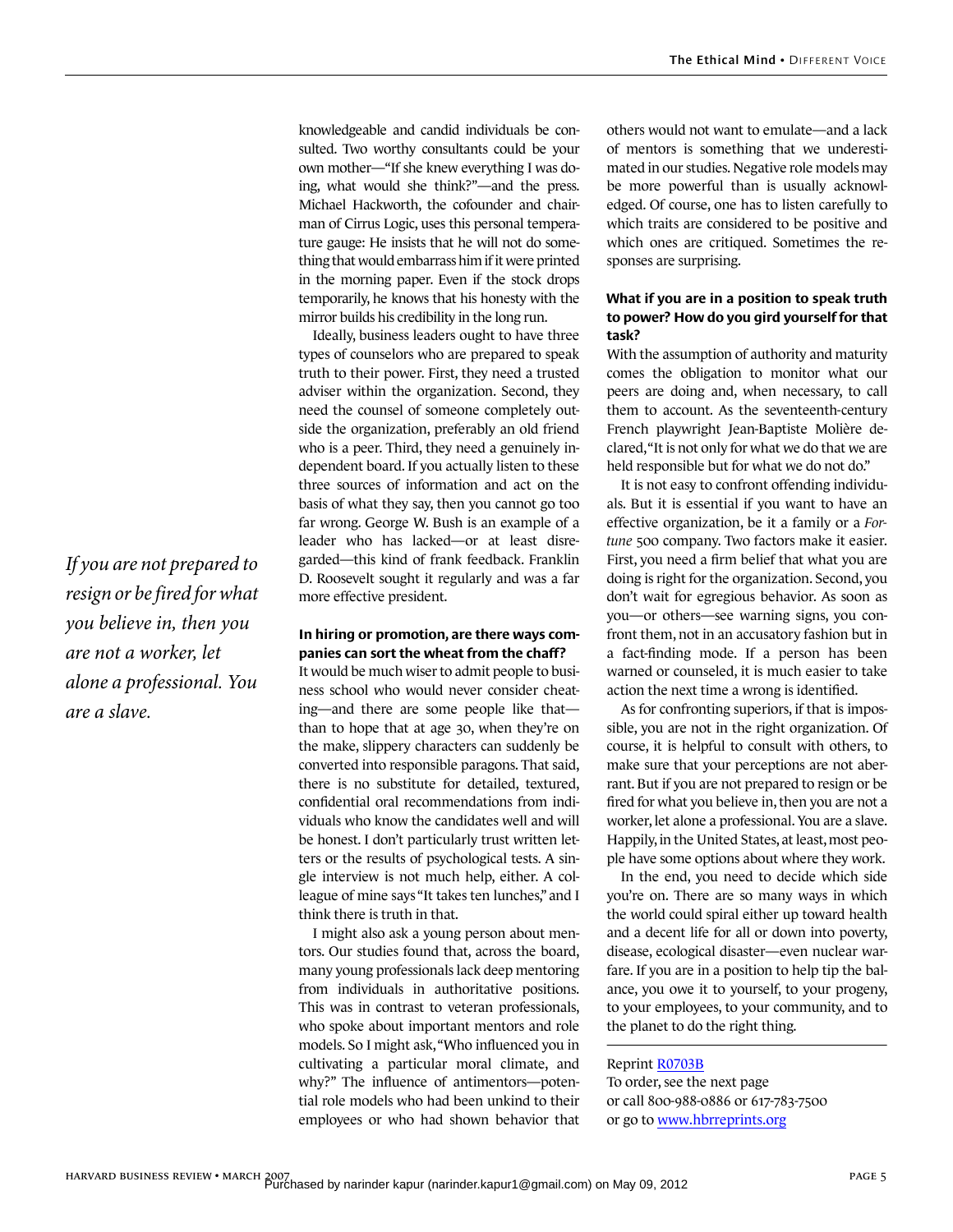knowledgeable and candid individuals be consulted. Two worthy consultants could be your own mother—"If she knew everything I was doing, what would she think?"—and the press. Michael Hackworth, the cofounder and chairman of Cirrus Logic, uses this personal temperature gauge: He insists that he will not do something that would embarrass him if it were printed in the morning paper. Even if the stock drops temporarily, he knows that his honesty with the mirror builds his credibility in the long run.

Ideally, business leaders ought to have three types of counselors who are prepared to speak truth to their power. First, they need a trusted adviser within the organization. Second, they need the counsel of someone completely outside the organization, preferably an old friend who is a peer. Third, they need a genuinely independent board. If you actually listen to these three sources of information and act on the basis of what they say, then you cannot go too far wrong. George W. Bush is an example of a leader who has lacked—or at least disregarded—this kind of frank feedback. Franklin D. Roosevelt sought it regularly and was a far more effective president.

*If you are not prepared to resign or be fired for what you believe in, then you are not a worker, let alone a professional. You are a slave.*

**In hiring or promotion, are there ways companies can sort the wheat from the chaff?**

It would be much wiser to admit people to business school who would never consider cheating—and there are some people like that—than to hope that at age 30, when they're on the make, slippery characters can suddenly be converted into responsible paragons. That said, there is no substitute for detailed, textured, confidential oral recommendations from individuals who know the candidates well and will be honest. I don't particularly trust written letters or the results of psychological tests. A single interview is not much help, either. A colleague of mine says "It takes ten lunches," and I think there is truth in that.

I might also ask a young person about mentors. Our studies found that, across the board, many young professionals lack deep mentoring from individuals in authoritative positions. This was in contrast to veteran professionals, who spoke about important mentors and role models. So I might ask, "Who influenced you in cultivating a particular moral climate, and why?" The influence of antimentors—potential role models who had been unkind to their employees or who had shown behavior that others would not want to emulate—and a lack of mentors is something that we underestimated in our studies. Negative role models may be more powerful than is usually acknowledged. Of course, one has to listen carefully to which traits are considered to be positive and which ones are critiqued. Sometimes the responses are surprising.

**What if you are in a position to speak truth to power? How do you gird yourself for that task?**

With the assumption of authority and maturity comes the obligation to monitor what our peers are doing and, when necessary, to call them to account. As the seventeenth-century French playwright Jean-Baptiste Molière declared, "It is not only for what we do that we are held responsible but for what we do not do."

It is not easy to confront offending individuals. But it is essential if you want to have an effective organization, be it a family or a *Fortune* 500 company. Two factors make it easier. First, you need a firm belief that what you are doing is right for the organization. Second, you don't wait for egregious behavior. As soon as you—or others—see warning signs, you confront them, not in an accusatory fashion but in a fact-finding mode. If a person has been warned or counseled, it is much easier to take action the next time a wrong is identified.

As for confronting superiors, if that is impossible, you are not in the right organization. Of course, it is helpful to consult with others, to make sure that your perceptions are not aberrant. But if you are not prepared to resign or be fired for what you believe in, then you are not a worker, let alone a professional. You are a slave. Happily, in the United States, at least, most people have some options about where they work.

In the end, you need to decide which side you're on. There are so many ways in which the world could spiral either up toward health and a decent life for all or down into poverty, disease, ecological disaster—even nuclear warfare. If you are in a position to help tip the balance, you owe it to yourself, to your progeny, to your employees, to your community, and to the planet to do the right thing.

---

Reprint [R0703B](R0703B)
To order, see the next page
or call 800-988-0886 or 617-783-7500
or go to [www.hbrreprints.org](www.hbrreprints.org)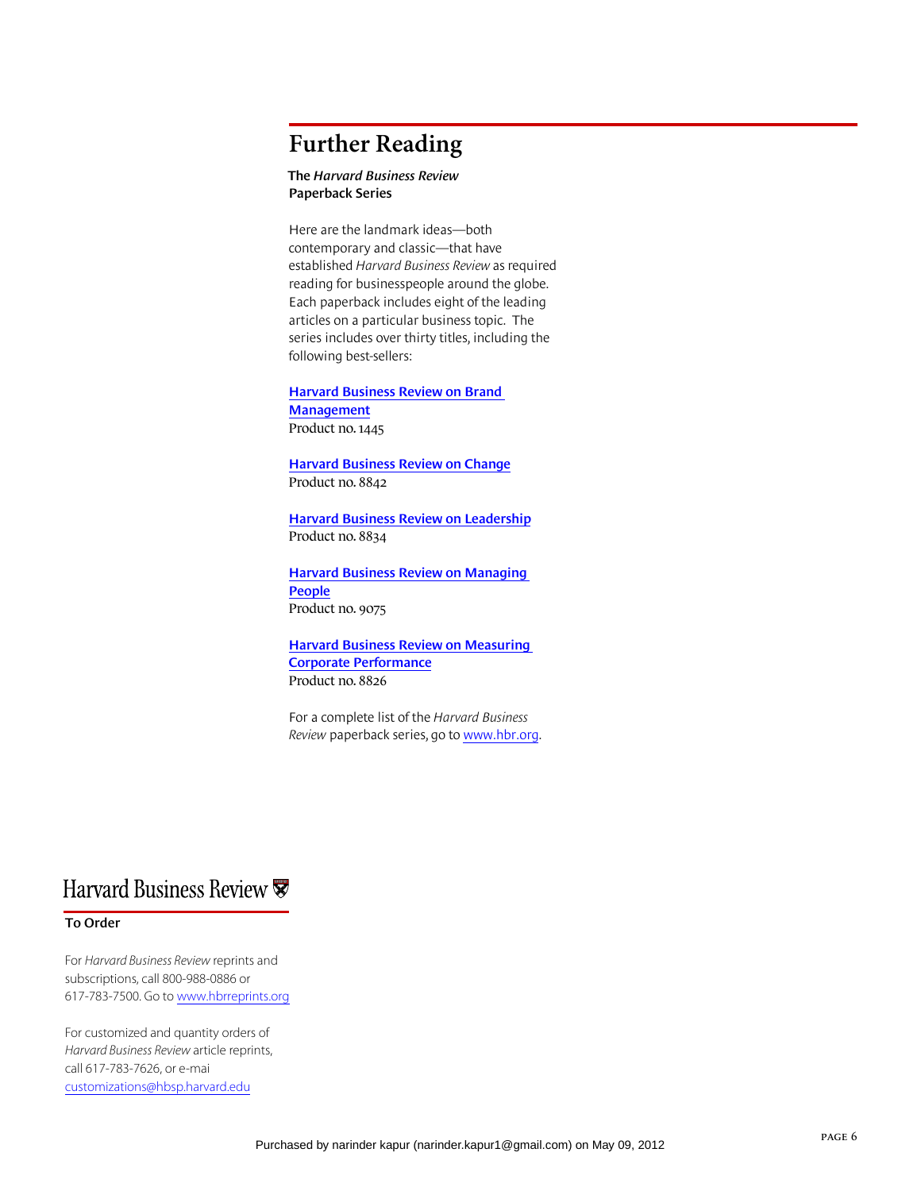# Further Reading

**The *Harvard Business Review* Paperback Series**

Here are the landmark ideas—both contemporary and classic—that have established *Harvard Business Review* as required reading for businesspeople around the globe. Each paperback includes eight of the leading articles on a particular business topic. The series includes over thirty titles, including the following best-sellers:

**Harvard Business Review on Brand Management**
Product no. 1445

**Harvard Business Review on Change**
Product no. 8842

**Harvard Business Review on Leadership**
Product no. 8834

**Harvard Business Review on Managing People**
Product no. 9075

**Harvard Business Review on Measuring Corporate Performance**
Product no. 8826

For a complete list of the *Harvard Business Review* paperback series, go to www.hbr.org.

Harvard Business Review

**To Order**

For *Harvard Business Review* reprints and subscriptions, call 800-988-0886 or 617-783-7500. Go to www.hbrreprints.org

For customized and quantity orders of *Harvard Business Review* article reprints, call 617-783-7626, or e-mai customizations@hbsp.harvard.edu

Purchased by narinder kapur (narinder.kapur1@gmail.com) on May 09, 2012